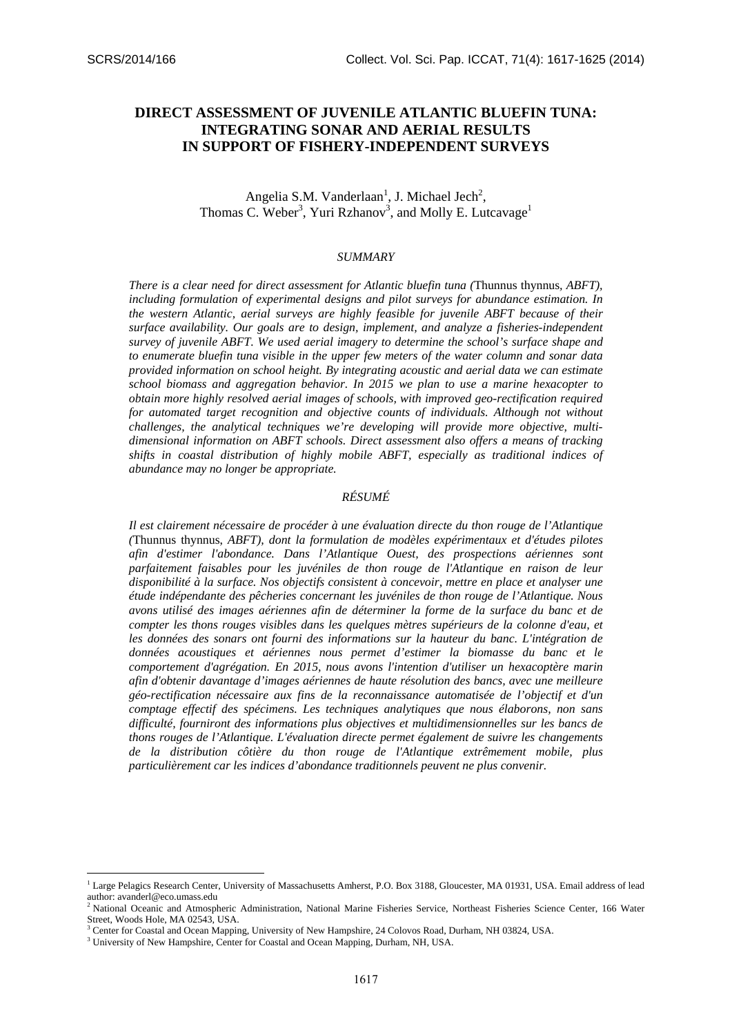# DIRECT ASSESSMENT OF JUVENILE ATLANTIC BLUEFIN TUNA: INTEGRATING SONAR AND AERIAL RESULTS IN SUPPORT OF FISHERY-INDEPENDENT SURVEYS

Angelia S.M. Vanderlaan[1], J. Michael Jech[2], Thomas C. Weber[3], Yuri Rzhanov[3], and Molly E. Lutcavage[1]

## *SUMMARY*

*There is a clear need for direct assessment for Atlantic bluefin tuna (*Thunnus thynnus*, ABFT), including formulation of experimental designs and pilot surveys for abundance estimation. In the western Atlantic, aerial surveys are highly feasible for juvenile ABFT because of their surface availability. Our goals are to design, implement, and analyze a fisheries-independent survey of juvenile ABFT. We used aerial imagery to determine the school's surface shape and to enumerate bluefin tuna visible in the upper few meters of the water column and sonar data provided information on school height. By integrating acoustic and aerial data we can estimate school biomass and aggregation behavior. In 2015 we plan to use a marine hexacopter to obtain more highly resolved aerial images of schools, with improved geo-rectification required for automated target recognition and objective counts of individuals. Although not without challenges, the analytical techniques we're developing will provide more objective, multi-dimensional information on ABFT schools. Direct assessment also offers a means of tracking shifts in coastal distribution of highly mobile ABFT, especially as traditional indices of abundance may no longer be appropriate.*

## *RÉSUMÉ*

*Il est clairement nécessaire de procéder à une évaluation directe du thon rouge de l'Atlantique (*Thunnus thynnus*, ABFT), dont la formulation de modèles expérimentaux et d'études pilotes afin d'estimer l'abondance. Dans l'Atlantique Ouest, des prospections aériennes sont parfaitement faisables pour les juvéniles de thon rouge de l'Atlantique en raison de leur disponibilité à la surface. Nos objectifs consistent à concevoir, mettre en place et analyser une étude indépendante des pêcheries concernant les juvéniles de thon rouge de l'Atlantique. Nous avons utilisé des images aériennes afin de déterminer la forme de la surface du banc et de compter les thons rouges visibles dans les quelques mètres supérieurs de la colonne d'eau, et les données des sonars ont fourni des informations sur la hauteur du banc. L'intégration de données acoustiques et aériennes nous permet d'estimer la biomasse du banc et le comportement d'agrégation. En 2015, nous avons l'intention d'utiliser un hexacoptère marin afin d'obtenir davantage d'images aériennes de haute résolution des bancs, avec une meilleure géo-rectification nécessaire aux fins de la reconnaissance automatisée de l'objectif et d'un comptage effectif des spécimens. Les techniques analytiques que nous élaborons, non sans difficulté, fourniront des informations plus objectives et multidimensionnelles sur les bancs de thons rouges de l'Atlantique. L'évaluation directe permet également de suivre les changements de la distribution côtière du thon rouge de l'Atlantique extrêmement mobile, plus particulièrement car les indices d'abondance traditionnels peuvent ne plus convenir.*

---

[1] Large Pelagics Research Center, University of Massachusetts Amherst, P.O. Box 3188, Gloucester, MA 01931, USA. Email address of lead author: avanderl@eco.umass.edu

[2] National Oceanic and Atmospheric Administration, National Marine Fisheries Service, Northeast Fisheries Science Center, 166 Water Street, Woods Hole, MA 02543, USA.

[3] Center for Coastal and Ocean Mapping, University of New Hampshire, 24 Colovos Road, Durham, NH 03824, USA.

[3] University of New Hampshire, Center for Coastal and Ocean Mapping, Durham, NH, USA.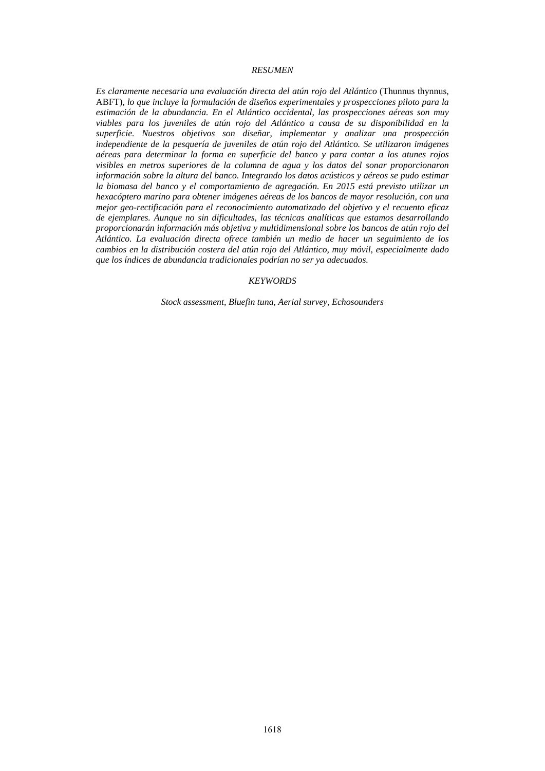## *RESUMEN*

*Es claramente necesaria una evaluación directa del atún rojo del Atlántico* (Thunnus thynnus, ABFT), *lo que incluye la formulación de diseños experimentales y prospecciones piloto para la estimación de la abundancia. En el Atlántico occidental, las prospecciones aéreas son muy viables para los juveniles de atún rojo del Atlántico a causa de su disponibilidad en la superficie. Nuestros objetivos son diseñar, implementar y analizar una prospección independiente de la pesquería de juveniles de atún rojo del Atlántico. Se utilizaron imágenes aéreas para determinar la forma en superficie del banco y para contar a los atunes rojos visibles en metros superiores de la columna de agua y los datos del sonar proporcionaron información sobre la altura del banco. Integrando los datos acústicos y aéreos se pudo estimar la biomasa del banco y el comportamiento de agregación. En 2015 está previsto utilizar un hexacóptero marino para obtener imágenes aéreas de los bancos de mayor resolución, con una mejor geo-rectificación para el reconocimiento automatizado del objetivo y el recuento eficaz de ejemplares. Aunque no sin dificultades, las técnicas analíticas que estamos desarrollando proporcionarán información más objetiva y multidimensional sobre los bancos de atún rojo del Atlántico. La evaluación directa ofrece también un medio de hacer un seguimiento de los cambios en la distribución costera del atún rojo del Atlántico, muy móvil, especialmente dado que los índices de abundancia tradicionales podrían no ser ya adecuados.*

## *KEYWORDS*

*Stock assessment, Bluefin tuna, Aerial survey, Echosounders*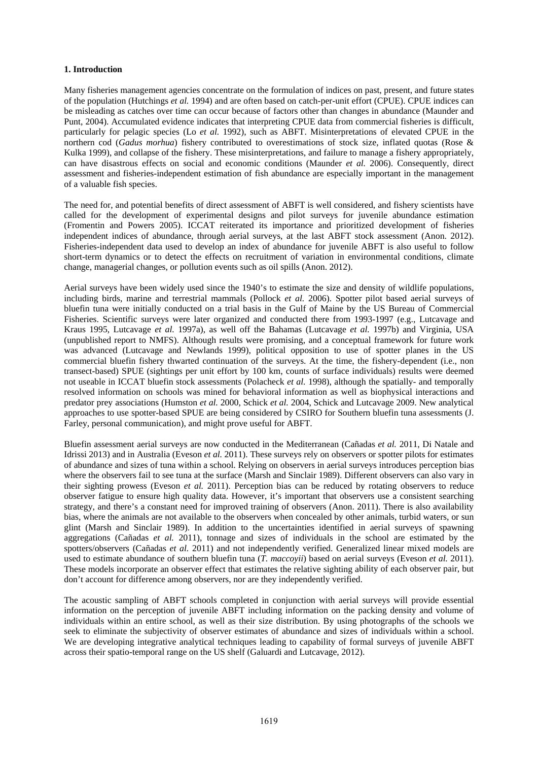**1. Introduction**

Many fisheries management agencies concentrate on the formulation of indices on past, present, and future states of the population (Hutchings *et al.* 1994) and are often based on catch-per-unit effort (CPUE). CPUE indices can be misleading as catches over time can occur because of factors other than changes in abundance (Maunder and Punt, 2004). Accumulated evidence indicates that interpreting CPUE data from commercial fisheries is difficult, particularly for pelagic species (Lo *et al.* 1992), such as ABFT. Misinterpretations of elevated CPUE in the northern cod (*Gadus morhua*) fishery contributed to overestimations of stock size, inflated quotas (Rose & Kulka 1999), and collapse of the fishery. These misinterpretations, and failure to manage a fishery appropriately, can have disastrous effects on social and economic conditions (Maunder *et al.* 2006). Consequently, direct assessment and fisheries-independent estimation of fish abundance are especially important in the management of a valuable fish species.

The need for, and potential benefits of direct assessment of ABFT is well considered, and fishery scientists have called for the development of experimental designs and pilot surveys for juvenile abundance estimation (Fromentin and Powers 2005). ICCAT reiterated its importance and prioritized development of fisheries independent indices of abundance, through aerial surveys, at the last ABFT stock assessment (Anon. 2012). Fisheries-independent data used to develop an index of abundance for juvenile ABFT is also useful to follow short-term dynamics or to detect the effects on recruitment of variation in environmental conditions, climate change, managerial changes, or pollution events such as oil spills (Anon. 2012).

Aerial surveys have been widely used since the 1940's to estimate the size and density of wildlife populations, including birds, marine and terrestrial mammals (Pollock *et al.* 2006). Spotter pilot based aerial surveys of bluefin tuna were initially conducted on a trial basis in the Gulf of Maine by the US Bureau of Commercial Fisheries. Scientific surveys were later organized and conducted there from 1993-1997 (e.g., Lutcavage and Kraus 1995, Lutcavage *et al.* 1997a), as well off the Bahamas (Lutcavage *et al.* 1997b) and Virginia, USA (unpublished report to NMFS). Although results were promising, and a conceptual framework for future work was advanced (Lutcavage and Newlands 1999), political opposition to use of spotter planes in the US commercial bluefin fishery thwarted continuation of the surveys. At the time, the fishery-dependent (i.e., non transect-based) SPUE (sightings per unit effort by 100 km, counts of surface individuals) results were deemed not useable in ICCAT bluefin stock assessments (Polacheck *et al.* 1998), although the spatially- and temporally resolved information on schools was mined for behavioral information as well as biophysical interactions and predator prey associations (Humston *et al.* 2000, Schick *et al.* 2004, Schick and Lutcavage 2009. New analytical approaches to use spotter-based SPUE are being considered by CSIRO for Southern bluefin tuna assessments (J. Farley, personal communication), and might prove useful for ABFT.

Bluefin assessment aerial surveys are now conducted in the Mediterranean (Cañadas *et al.* 2011, Di Natale and Idrissi 2013) and in Australia (Eveson *et al.* 2011). These surveys rely on observers or spotter pilots for estimates of abundance and sizes of tuna within a school. Relying on observers in aerial surveys introduces perception bias where the observers fail to see tuna at the surface (Marsh and Sinclair 1989). Different observers can also vary in their sighting prowess (Eveson *et al.* 2011). Perception bias can be reduced by rotating observers to reduce observer fatigue to ensure high quality data. However, it's important that observers use a consistent searching strategy, and there's a constant need for improved training of observers (Anon. 2011). There is also availability bias, where the animals are not available to the observers when concealed by other animals, turbid waters, or sun glint (Marsh and Sinclair 1989). In addition to the uncertainties identified in aerial surveys of spawning aggregations (Cañadas *et al.* 2011), tonnage and sizes of individuals in the school are estimated by the spotters/observers (Cañadas *et al.* 2011) and not independently verified. Generalized linear mixed models are used to estimate abundance of southern bluefin tuna (*T. maccoyii*) based on aerial surveys (Eveson *et al.* 2011). These models incorporate an observer effect that estimates the relative sighting ability of each observer pair, but don't account for difference among observers, nor are they independently verified.

The acoustic sampling of ABFT schools completed in conjunction with aerial surveys will provide essential information on the perception of juvenile ABFT including information on the packing density and volume of individuals within an entire school, as well as their size distribution. By using photographs of the schools we seek to eliminate the subjectivity of observer estimates of abundance and sizes of individuals within a school. We are developing integrative analytical techniques leading to capability of formal surveys of juvenile ABFT across their spatio-temporal range on the US shelf (Galuardi and Lutcavage, 2012).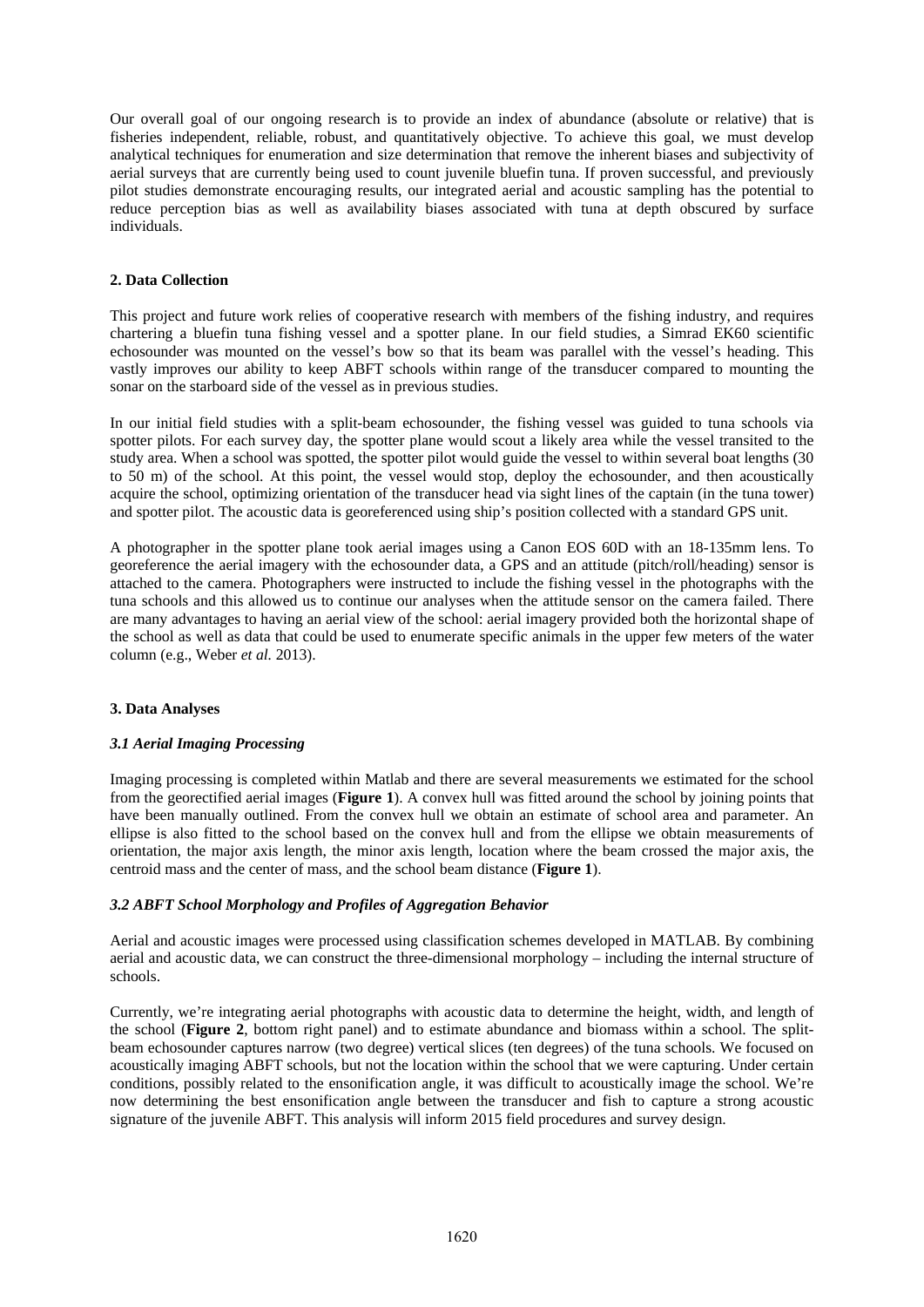Our overall goal of our ongoing research is to provide an index of abundance (absolute or relative) that is fisheries independent, reliable, robust, and quantitatively objective. To achieve this goal, we must develop analytical techniques for enumeration and size determination that remove the inherent biases and subjectivity of aerial surveys that are currently being used to count juvenile bluefin tuna. If proven successful, and previously pilot studies demonstrate encouraging results, our integrated aerial and acoustic sampling has the potential to reduce perception bias as well as availability biases associated with tuna at depth obscured by surface individuals.

## 2. Data Collection

This project and future work relies of cooperative research with members of the fishing industry, and requires chartering a bluefin tuna fishing vessel and a spotter plane. In our field studies, a Simrad EK60 scientific echosounder was mounted on the vessel's bow so that its beam was parallel with the vessel's heading. This vastly improves our ability to keep ABFT schools within range of the transducer compared to mounting the sonar on the starboard side of the vessel as in previous studies.

In our initial field studies with a split-beam echosounder, the fishing vessel was guided to tuna schools via spotter pilots. For each survey day, the spotter plane would scout a likely area while the vessel transited to the study area. When a school was spotted, the spotter pilot would guide the vessel to within several boat lengths (30 to 50 m) of the school. At this point, the vessel would stop, deploy the echosounder, and then acoustically acquire the school, optimizing orientation of the transducer head via sight lines of the captain (in the tuna tower) and spotter pilot. The acoustic data is georeferenced using ship's position collected with a standard GPS unit.

A photographer in the spotter plane took aerial images using a Canon EOS 60D with an 18-135mm lens. To georeference the aerial imagery with the echosounder data, a GPS and an attitude (pitch/roll/heading) sensor is attached to the camera. Photographers were instructed to include the fishing vessel in the photographs with the tuna schools and this allowed us to continue our analyses when the attitude sensor on the camera failed. There are many advantages to having an aerial view of the school: aerial imagery provided both the horizontal shape of the school as well as data that could be used to enumerate specific animals in the upper few meters of the water column (e.g., Weber *et al.* 2013).

## 3. Data Analyses

### *3.1 Aerial Imaging Processing*

Imaging processing is completed within Matlab and there are several measurements we estimated for the school from the georectified aerial images (**Figure 1**). A convex hull was fitted around the school by joining points that have been manually outlined. From the convex hull we obtain an estimate of school area and parameter. An ellipse is also fitted to the school based on the convex hull and from the ellipse we obtain measurements of orientation, the major axis length, the minor axis length, location where the beam crossed the major axis, the centroid mass and the center of mass, and the school beam distance (**Figure 1**).

### *3.2 ABFT School Morphology and Profiles of Aggregation Behavior*

Aerial and acoustic images were processed using classification schemes developed in MATLAB. By combining aerial and acoustic data, we can construct the three-dimensional morphology – including the internal structure of schools.

Currently, we're integrating aerial photographs with acoustic data to determine the height, width, and length of the school (**Figure 2**, bottom right panel) and to estimate abundance and biomass within a school. The split-beam echosounder captures narrow (two degree) vertical slices (ten degrees) of the tuna schools. We focused on acoustically imaging ABFT schools, but not the location within the school that we were capturing. Under certain conditions, possibly related to the ensonification angle, it was difficult to acoustically image the school. We're now determining the best ensonification angle between the transducer and fish to capture a strong acoustic signature of the juvenile ABFT. This analysis will inform 2015 field procedures and survey design.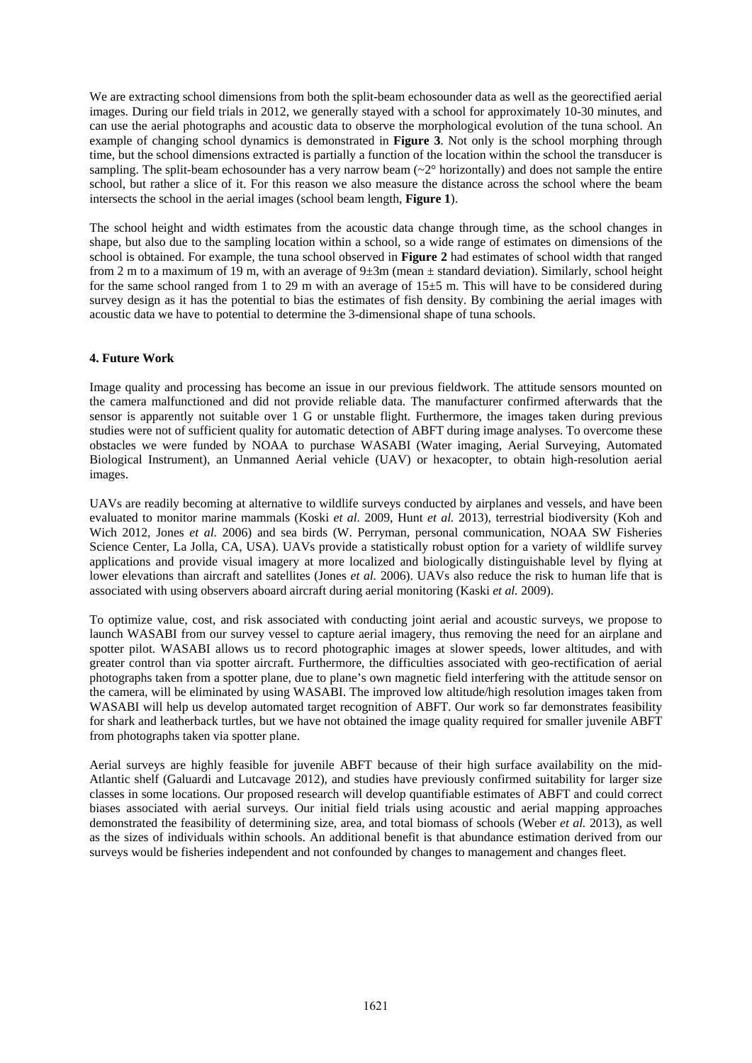We are extracting school dimensions from both the split-beam echosounder data as well as the georectified aerial images. During our field trials in 2012, we generally stayed with a school for approximately 10-30 minutes, and can use the aerial photographs and acoustic data to observe the morphological evolution of the tuna school. An example of changing school dynamics is demonstrated in **Figure 3**. Not only is the school morphing through time, but the school dimensions extracted is partially a function of the location within the school the transducer is sampling. The split-beam echosounder has a very narrow beam (~2° horizontally) and does not sample the entire school, but rather a slice of it. For this reason we also measure the distance across the school where the beam intersects the school in the aerial images (school beam length, **Figure 1**).

The school height and width estimates from the acoustic data change through time, as the school changes in shape, but also due to the sampling location within a school, so a wide range of estimates on dimensions of the school is obtained. For example, the tuna school observed in **Figure 2** had estimates of school width that ranged from 2 m to a maximum of 19 m, with an average of 9±3m (mean ± standard deviation). Similarly, school height for the same school ranged from 1 to 29 m with an average of 15±5 m. This will have to be considered during survey design as it has the potential to bias the estimates of fish density. By combining the aerial images with acoustic data we have to potential to determine the 3-dimensional shape of tuna schools.

## 4. Future Work

Image quality and processing has become an issue in our previous fieldwork. The attitude sensors mounted on the camera malfunctioned and did not provide reliable data. The manufacturer confirmed afterwards that the sensor is apparently not suitable over 1 G or unstable flight. Furthermore, the images taken during previous studies were not of sufficient quality for automatic detection of ABFT during image analyses. To overcome these obstacles we were funded by NOAA to purchase WASABI (Water imaging, Aerial Surveying, Automated Biological Instrument), an Unmanned Aerial vehicle (UAV) or hexacopter, to obtain high-resolution aerial images.

UAVs are readily becoming at alternative to wildlife surveys conducted by airplanes and vessels, and have been evaluated to monitor marine mammals (Koski *et al.* 2009, Hunt *et al.* 2013), terrestrial biodiversity (Koh and Wich 2012, Jones *et al.* 2006) and sea birds (W. Perryman, personal communication, NOAA SW Fisheries Science Center, La Jolla, CA, USA). UAVs provide a statistically robust option for a variety of wildlife survey applications and provide visual imagery at more localized and biologically distinguishable level by flying at lower elevations than aircraft and satellites (Jones *et al.* 2006). UAVs also reduce the risk to human life that is associated with using observers aboard aircraft during aerial monitoring (Kaski *et al.* 2009).

To optimize value, cost, and risk associated with conducting joint aerial and acoustic surveys, we propose to launch WASABI from our survey vessel to capture aerial imagery, thus removing the need for an airplane and spotter pilot. WASABI allows us to record photographic images at slower speeds, lower altitudes, and with greater control than via spotter aircraft. Furthermore, the difficulties associated with geo-rectification of aerial photographs taken from a spotter plane, due to plane's own magnetic field interfering with the attitude sensor on the camera, will be eliminated by using WASABI. The improved low altitude/high resolution images taken from WASABI will help us develop automated target recognition of ABFT. Our work so far demonstrates feasibility for shark and leatherback turtles, but we have not obtained the image quality required for smaller juvenile ABFT from photographs taken via spotter plane.

Aerial surveys are highly feasible for juvenile ABFT because of their high surface availability on the mid-Atlantic shelf (Galuardi and Lutcavage 2012), and studies have previously confirmed suitability for larger size classes in some locations. Our proposed research will develop quantifiable estimates of ABFT and could correct biases associated with aerial surveys. Our initial field trials using acoustic and aerial mapping approaches demonstrated the feasibility of determining size, area, and total biomass of schools (Weber *et al.* 2013), as well as the sizes of individuals within schools. An additional benefit is that abundance estimation derived from our surveys would be fisheries independent and not confounded by changes to management and changes fleet.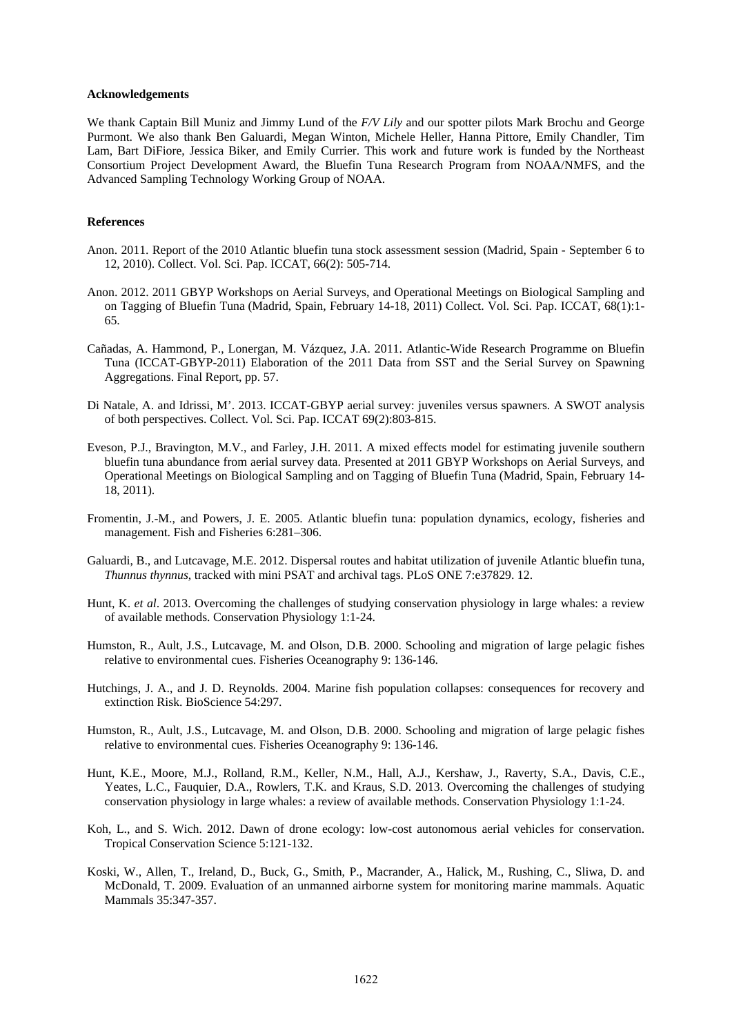**Acknowledgements**

We thank Captain Bill Muniz and Jimmy Lund of the *F/V Lily* and our spotter pilots Mark Brochu and George Purmont. We also thank Ben Galuardi, Megan Winton, Michele Heller, Hanna Pittore, Emily Chandler, Tim Lam, Bart DiFiore, Jessica Biker, and Emily Currier. This work and future work is funded by the Northeast Consortium Project Development Award, the Bluefin Tuna Research Program from NOAA/NMFS, and the Advanced Sampling Technology Working Group of NOAA.

**References**

Anon. 2011. Report of the 2010 Atlantic bluefin tuna stock assessment session (Madrid, Spain - September 6 to 12, 2010). Collect. Vol. Sci. Pap. ICCAT, 66(2): 505-714.

Anon. 2012. 2011 GBYP Workshops on Aerial Surveys, and Operational Meetings on Biological Sampling and on Tagging of Bluefin Tuna (Madrid, Spain, February 14-18, 2011) Collect. Vol. Sci. Pap. ICCAT, 68(1):1-65.

Cañadas, A. Hammond, P., Lonergan, M. Vázquez, J.A. 2011. Atlantic-Wide Research Programme on Bluefin Tuna (ICCAT-GBYP-2011) Elaboration of the 2011 Data from SST and the Serial Survey on Spawning Aggregations. Final Report, pp. 57.

Di Natale, A. and Idrissi, M'. 2013. ICCAT-GBYP aerial survey: juveniles versus spawners. A SWOT analysis of both perspectives. Collect. Vol. Sci. Pap. ICCAT 69(2):803-815.

Eveson, P.J., Bravington, M.V., and Farley, J.H. 2011. A mixed effects model for estimating juvenile southern bluefin tuna abundance from aerial survey data. Presented at 2011 GBYP Workshops on Aerial Surveys, and Operational Meetings on Biological Sampling and on Tagging of Bluefin Tuna (Madrid, Spain, February 14-18, 2011).

Fromentin, J.-M., and Powers, J. E. 2005. Atlantic bluefin tuna: population dynamics, ecology, fisheries and management. Fish and Fisheries 6:281–306.

Galuardi, B., and Lutcavage, M.E. 2012. Dispersal routes and habitat utilization of juvenile Atlantic bluefin tuna, *Thunnus thynnus*, tracked with mini PSAT and archival tags. PLoS ONE 7:e37829. 12.

Hunt, K. *et al*. 2013. Overcoming the challenges of studying conservation physiology in large whales: a review of available methods. Conservation Physiology 1:1-24.

Humston, R., Ault, J.S., Lutcavage, M. and Olson, D.B. 2000. Schooling and migration of large pelagic fishes relative to environmental cues. Fisheries Oceanography 9: 136-146.

Hutchings, J. A., and J. D. Reynolds. 2004. Marine fish population collapses: consequences for recovery and extinction Risk. BioScience 54:297.

Humston, R., Ault, J.S., Lutcavage, M. and Olson, D.B. 2000. Schooling and migration of large pelagic fishes relative to environmental cues. Fisheries Oceanography 9: 136-146.

Hunt, K.E., Moore, M.J., Rolland, R.M., Keller, N.M., Hall, A.J., Kershaw, J., Raverty, S.A., Davis, C.E., Yeates, L.C., Fauquier, D.A., Rowlers, T.K. and Kraus, S.D. 2013. Overcoming the challenges of studying conservation physiology in large whales: a review of available methods. Conservation Physiology 1:1-24.

Koh, L., and S. Wich. 2012. Dawn of drone ecology: low-cost autonomous aerial vehicles for conservation. Tropical Conservation Science 5:121-132.

Koski, W., Allen, T., Ireland, D., Buck, G., Smith, P., Macrander, A., Halick, M., Rushing, C., Sliwa, D. and McDonald, T. 2009. Evaluation of an unmanned airborne system for monitoring marine mammals. Aquatic Mammals 35:347-357.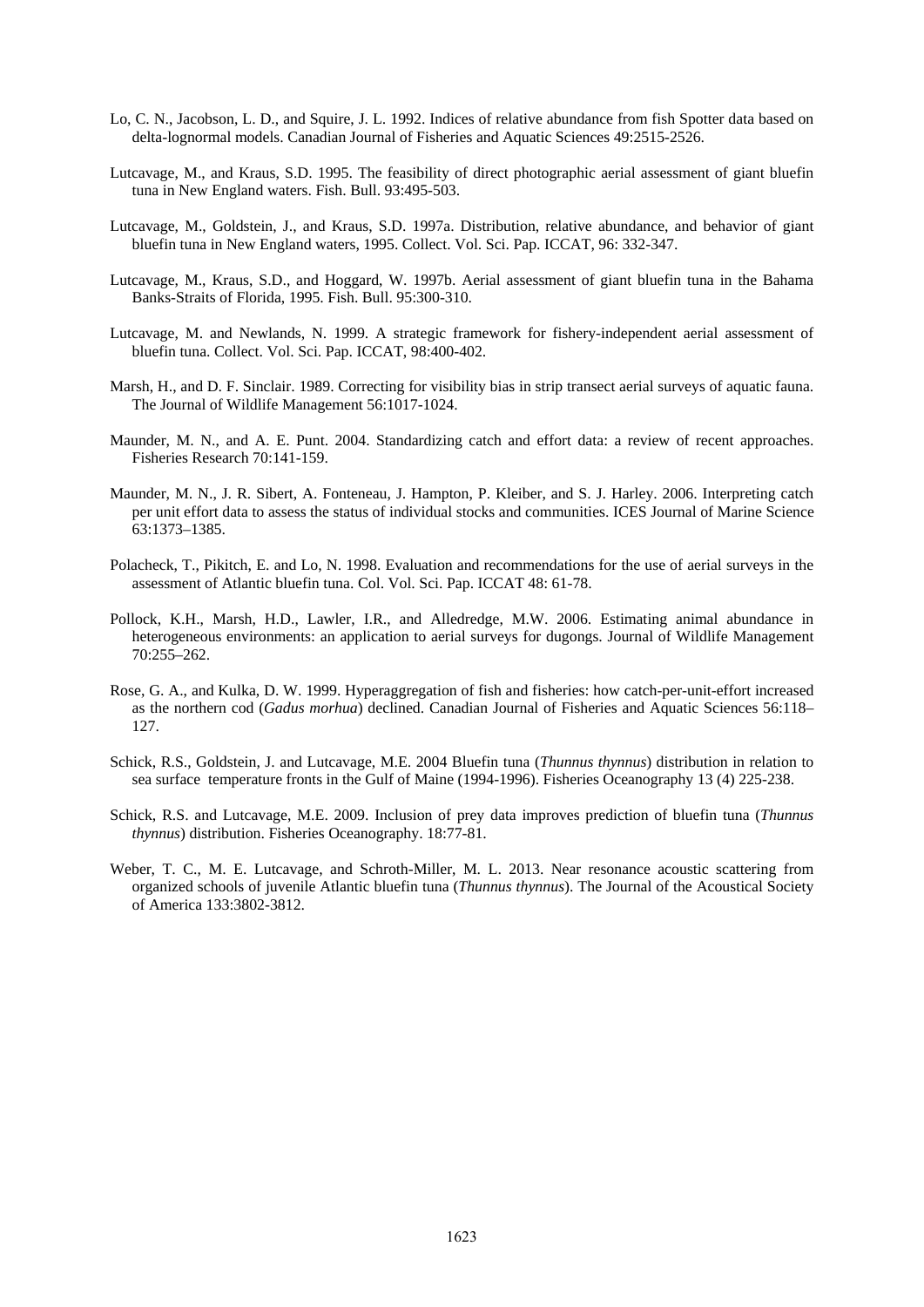Lo, C. N., Jacobson, L. D., and Squire, J. L. 1992. Indices of relative abundance from fish Spotter data based on delta-lognormal models. Canadian Journal of Fisheries and Aquatic Sciences 49:2515-2526.

Lutcavage, M., and Kraus, S.D. 1995. The feasibility of direct photographic aerial assessment of giant bluefin tuna in New England waters. Fish. Bull. 93:495-503.

Lutcavage, M., Goldstein, J., and Kraus, S.D. 1997a. Distribution, relative abundance, and behavior of giant bluefin tuna in New England waters, 1995. Collect. Vol. Sci. Pap. ICCAT, 96: 332-347.

Lutcavage, M., Kraus, S.D., and Hoggard, W. 1997b. Aerial assessment of giant bluefin tuna in the Bahama Banks-Straits of Florida, 1995. Fish. Bull. 95:300-310.

Lutcavage, M. and Newlands, N. 1999. A strategic framework for fishery-independent aerial assessment of bluefin tuna. Collect. Vol. Sci. Pap. ICCAT, 98:400-402.

Marsh, H., and D. F. Sinclair. 1989. Correcting for visibility bias in strip transect aerial surveys of aquatic fauna. The Journal of Wildlife Management 56:1017-1024.

Maunder, M. N., and A. E. Punt. 2004. Standardizing catch and effort data: a review of recent approaches. Fisheries Research 70:141-159.

Maunder, M. N., J. R. Sibert, A. Fonteneau, J. Hampton, P. Kleiber, and S. J. Harley. 2006. Interpreting catch per unit effort data to assess the status of individual stocks and communities. ICES Journal of Marine Science 63:1373–1385.

Polacheck, T., Pikitch, E. and Lo, N. 1998. Evaluation and recommendations for the use of aerial surveys in the assessment of Atlantic bluefin tuna. Col. Vol. Sci. Pap. ICCAT 48: 61-78.

Pollock, K.H., Marsh, H.D., Lawler, I.R., and Alledredge, M.W. 2006. Estimating animal abundance in heterogeneous environments: an application to aerial surveys for dugongs. Journal of Wildlife Management 70:255–262.

Rose, G. A., and Kulka, D. W. 1999. Hyperaggregation of fish and fisheries: how catch-per-unit-effort increased as the northern cod (*Gadus morhua*) declined. Canadian Journal of Fisheries and Aquatic Sciences 56:118–127.

Schick, R.S., Goldstein, J. and Lutcavage, M.E. 2004 Bluefin tuna (*Thunnus thynnus*) distribution in relation to sea surface temperature fronts in the Gulf of Maine (1994-1996). Fisheries Oceanography 13 (4) 225-238.

Schick, R.S. and Lutcavage, M.E. 2009. Inclusion of prey data improves prediction of bluefin tuna (*Thunnus thynnus*) distribution. Fisheries Oceanography. 18:77-81.

Weber, T. C., M. E. Lutcavage, and Schroth-Miller, M. L. 2013. Near resonance acoustic scattering from organized schools of juvenile Atlantic bluefin tuna (*Thunnus thynnus*). The Journal of the Acoustical Society of America 133:3802-3812.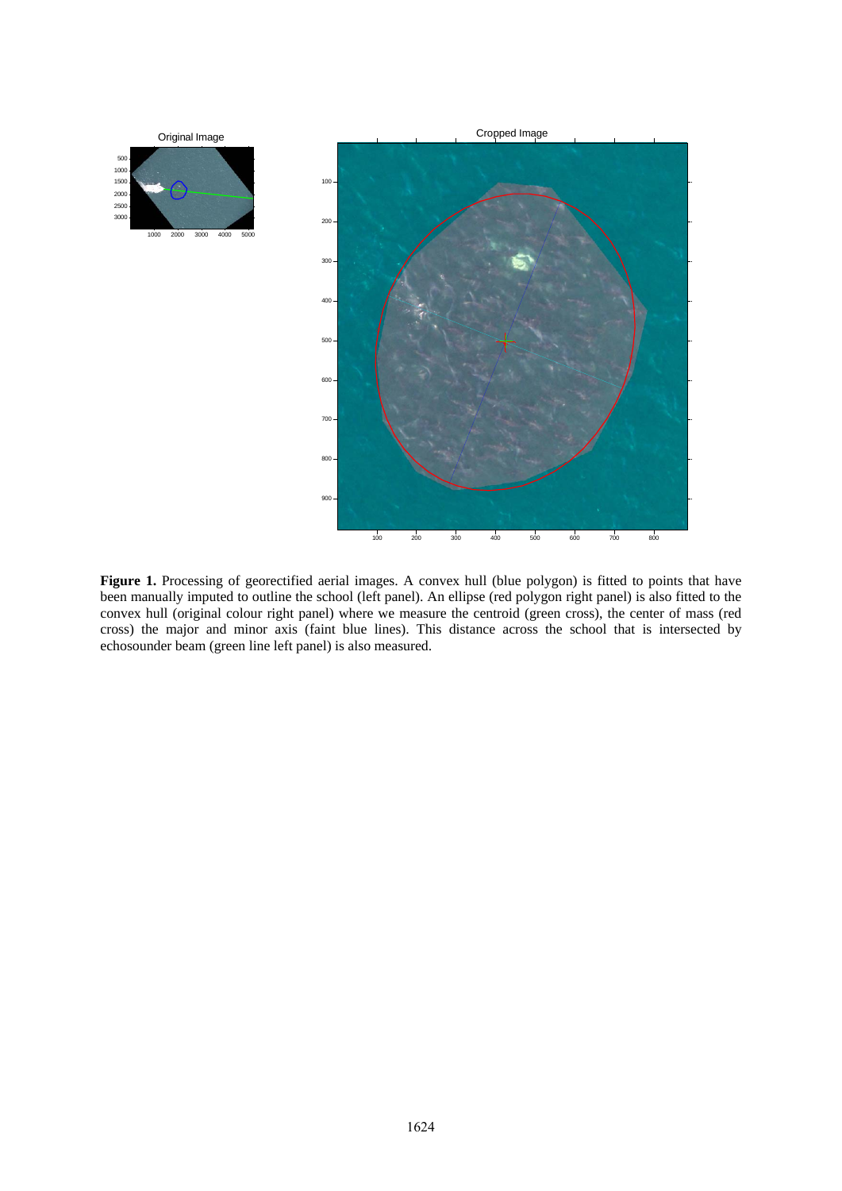**Figure 1.** Processing of georectified aerial images. A convex hull (blue polygon) is fitted to points that have been manually imputed to outline the school (left panel). An ellipse (red polygon right panel) is also fitted to the convex hull (original colour right panel) where we measure the centroid (green cross), the center of mass (red cross) the major and minor axis (faint blue lines). This distance across the school that is intersected by echosounder beam (green line left panel) is also measured.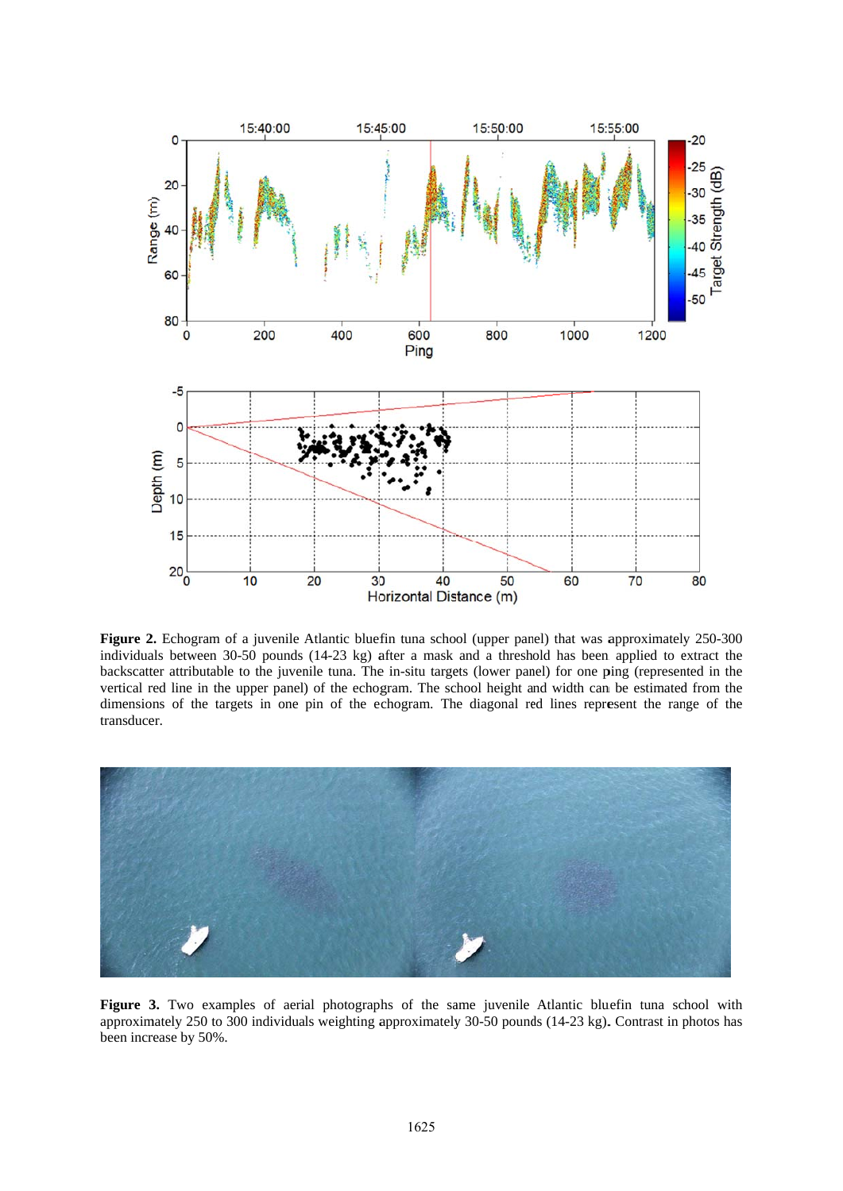15:40:00 15:45:00 15:50:00 15:55:00

Range (m)

0 20 40 60 80

0 200 400 600 800 1000 1200

Ping

Target Strength (dB)

-20 -25 -30 -35 -40 -45 -50

Depth (m)

-5 0 5 10 15 20

0 10 20 30 40 50 60 70 80

Horizontal Distance (m)

**Figure 2.** Echogram of a juvenile Atlantic bluefin tuna school (upper panel) that was approximately 250-300 individuals between 30-50 pounds (14-23 kg) after a mask and a threshold has been applied to extract the backscatter attributable to the juvenile tuna. The in-situ targets (lower panel) for one ping (represented in the vertical red line in the upper panel) of the echogram. The school height and width can be estimated from the dimensions of the targets in one pin of the echogram. The diagonal red lines represent the range of the transducer.

**Figure 3.** Two examples of aerial photographs of the same juvenile Atlantic bluefin tuna school with approximately 250 to 300 individuals weighting approximately 30-50 pounds (14-23 kg)**.** Contrast in photos has been increase by 50%.